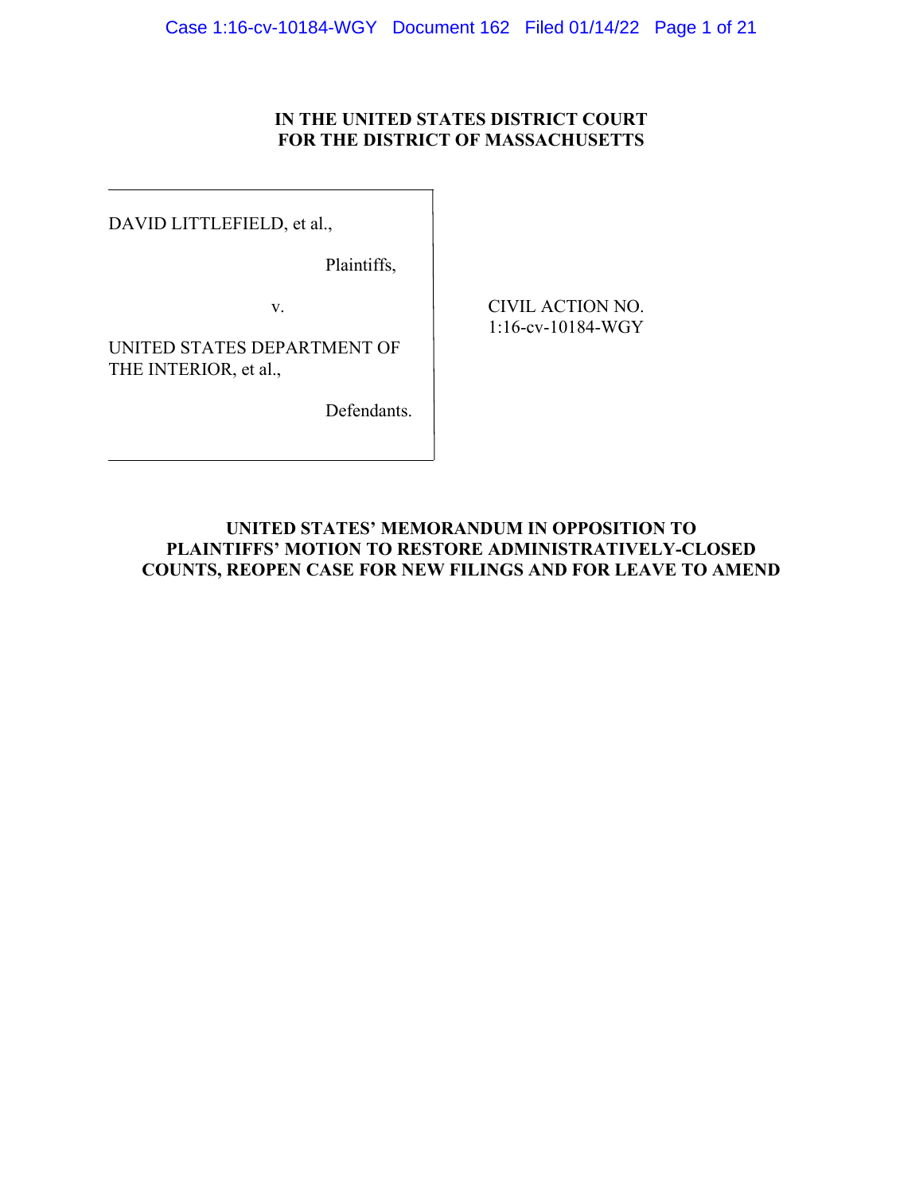**IN THE UNITED STATES DISTRICT COURT**
**FOR THE DISTRICT OF MASSACHUSETTS**

| | |
|---|---|
| DAVID LITTLEFIELD, et al., | |
| Plaintiffs, | |
| v. | CIVIL ACTION NO. 1:16-cv-10184-WGY |
| UNITED STATES DEPARTMENT OF THE INTERIOR, et al., | |
| Defendants. | |

**UNITED STATES' MEMORANDUM IN OPPOSITION TO PLAINTIFFS' MOTION TO RESTORE ADMINISTRATIVELY-CLOSED COUNTS, REOPEN CASE FOR NEW FILINGS AND FOR LEAVE TO AMEND**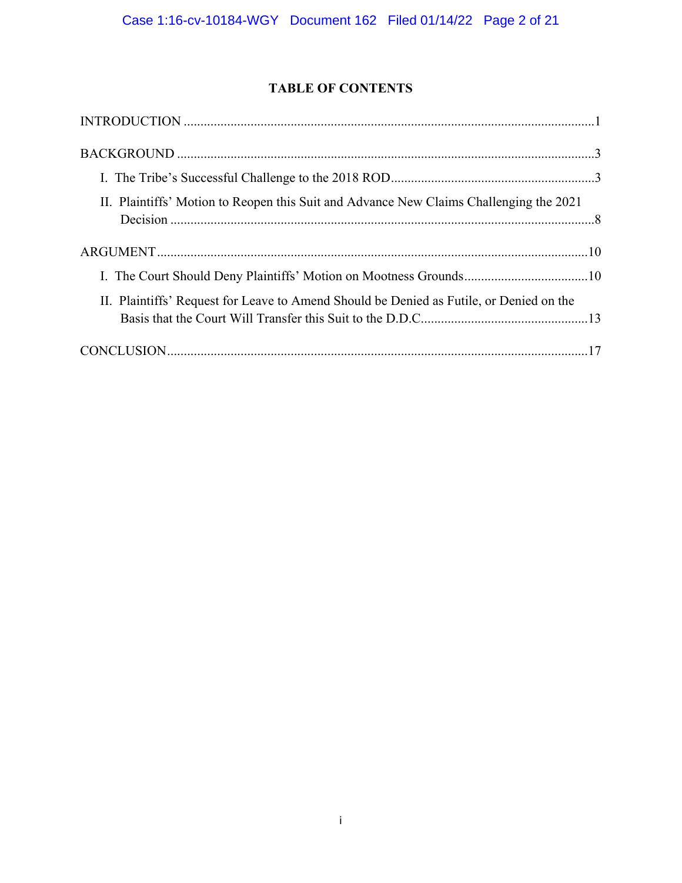## TABLE OF CONTENTS

INTRODUCTION ..........1

BACKGROUND ..........3

- I. The Tribe's Successful Challenge to the 2018 ROD ..........3
- II. Plaintiffs' Motion to Reopen this Suit and Advance New Claims Challenging the 2021 Decision ..........8

ARGUMENT ..........10

- I. The Court Should Deny Plaintiffs' Motion on Mootness Grounds ..........10
- II. Plaintiffs' Request for Leave to Amend Should be Denied as Futile, or Denied on the Basis that the Court Will Transfer this Suit to the D.D.C. ..........13

CONCLUSION ..........17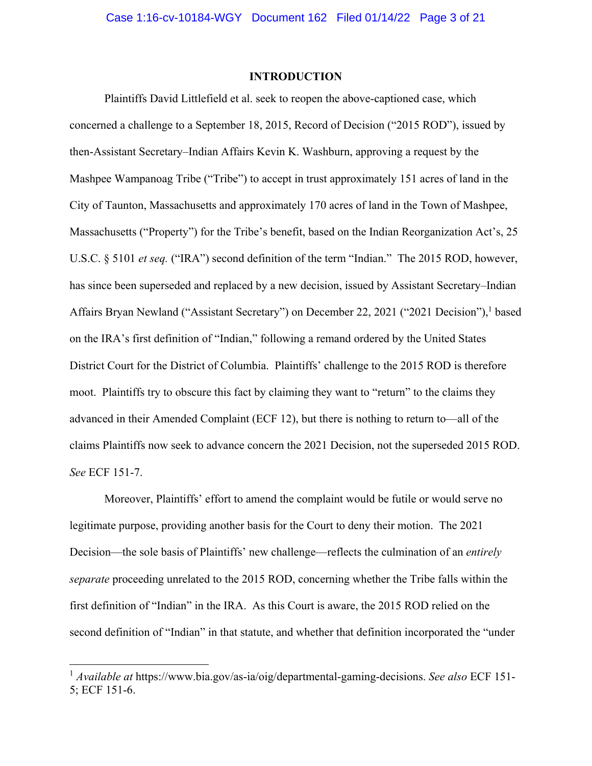## INTRODUCTION

Plaintiffs David Littlefield et al. seek to reopen the above-captioned case, which concerned a challenge to a September 18, 2015, Record of Decision ("2015 ROD"), issued by then-Assistant Secretary–Indian Affairs Kevin K. Washburn, approving a request by the Mashpee Wampanoag Tribe ("Tribe") to accept in trust approximately 151 acres of land in the City of Taunton, Massachusetts and approximately 170 acres of land in the Town of Mashpee, Massachusetts ("Property") for the Tribe's benefit, based on the Indian Reorganization Act's, 25 U.S.C. § 5101 *et seq.* ("IRA") second definition of the term "Indian." The 2015 ROD, however, has since been superseded and replaced by a new decision, issued by Assistant Secretary–Indian Affairs Bryan Newland ("Assistant Secretary") on December 22, 2021 ("2021 Decision"),[1] based on the IRA's first definition of "Indian," following a remand ordered by the United States District Court for the District of Columbia. Plaintiffs' challenge to the 2015 ROD is therefore moot. Plaintiffs try to obscure this fact by claiming they want to "return" to the claims they advanced in their Amended Complaint (ECF 12), but there is nothing to return to—all of the claims Plaintiffs now seek to advance concern the 2021 Decision, not the superseded 2015 ROD. *See* ECF 151-7.

Moreover, Plaintiffs' effort to amend the complaint would be futile or would serve no legitimate purpose, providing another basis for the Court to deny their motion. The 2021 Decision—the sole basis of Plaintiffs' new challenge—reflects the culmination of an *entirely separate* proceeding unrelated to the 2015 ROD, concerning whether the Tribe falls within the first definition of "Indian" in the IRA. As this Court is aware, the 2015 ROD relied on the second definition of "Indian" in that statute, and whether that definition incorporated the "under

---

[1] *Available at* https://www.bia.gov/as-ia/oig/departmental-gaming-decisions. *See also* ECF 151-5; ECF 151-6.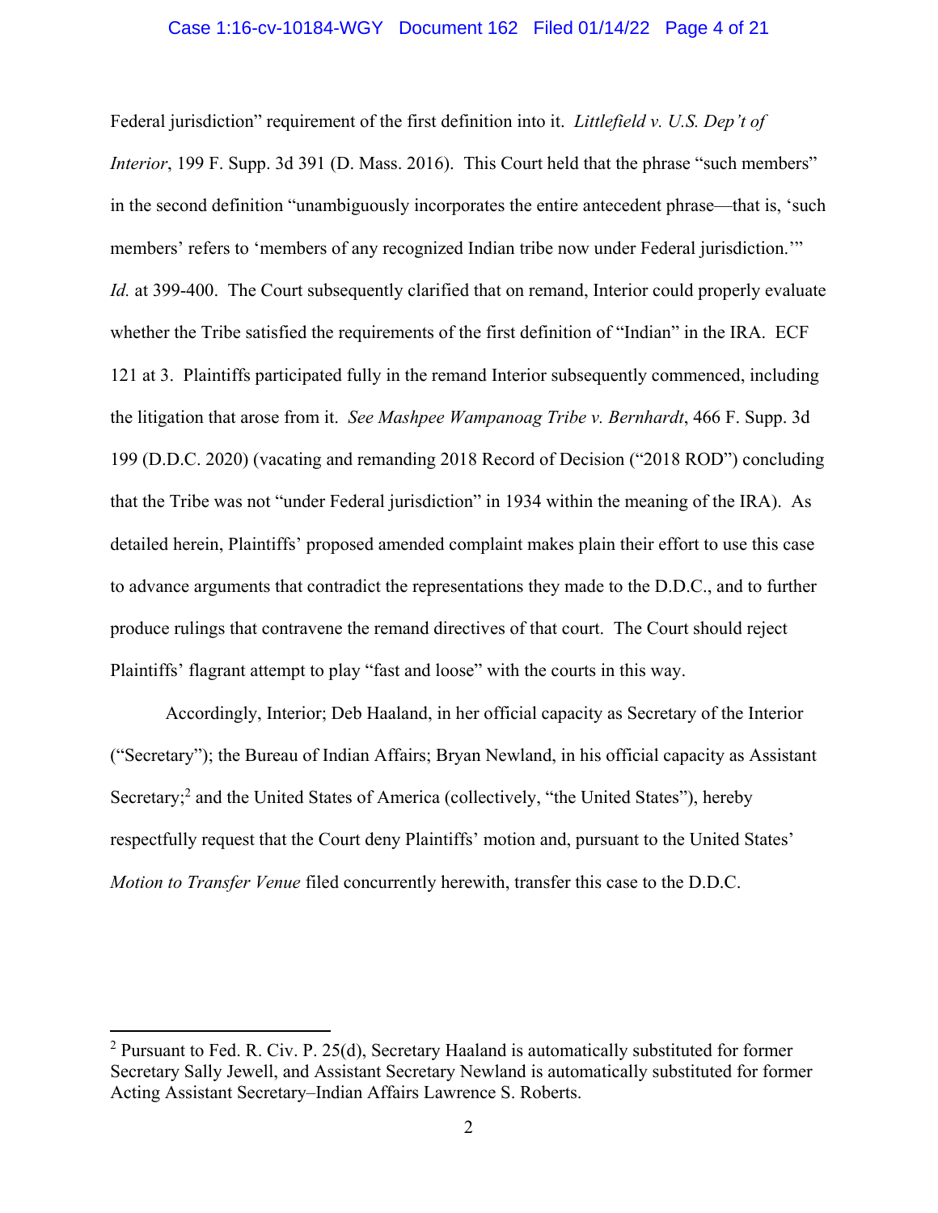Federal jurisdiction" requirement of the first definition into it. *Littlefield v. U.S. Dep't of Interior*, 199 F. Supp. 3d 391 (D. Mass. 2016). This Court held that the phrase "such members" in the second definition "unambiguously incorporates the entire antecedent phrase—that is, 'such members' refers to 'members of any recognized Indian tribe now under Federal jurisdiction.'" *Id.* at 399-400. The Court subsequently clarified that on remand, Interior could properly evaluate whether the Tribe satisfied the requirements of the first definition of "Indian" in the IRA. ECF 121 at 3. Plaintiffs participated fully in the remand Interior subsequently commenced, including the litigation that arose from it. *See Mashpee Wampanoag Tribe v. Bernhardt*, 466 F. Supp. 3d 199 (D.D.C. 2020) (vacating and remanding 2018 Record of Decision ("2018 ROD") concluding that the Tribe was not "under Federal jurisdiction" in 1934 within the meaning of the IRA). As detailed herein, Plaintiffs' proposed amended complaint makes plain their effort to use this case to advance arguments that contradict the representations they made to the D.D.C., and to further produce rulings that contravene the remand directives of that court. The Court should reject Plaintiffs' flagrant attempt to play "fast and loose" with the courts in this way.

Accordingly, Interior; Deb Haaland, in her official capacity as Secretary of the Interior ("Secretary"); the Bureau of Indian Affairs; Bryan Newland, in his official capacity as Assistant Secretary;[2] and the United States of America (collectively, "the United States"), hereby respectfully request that the Court deny Plaintiffs' motion and, pursuant to the United States' *Motion to Transfer Venue* filed concurrently herewith, transfer this case to the D.D.C.

---

[2] Pursuant to Fed. R. Civ. P. 25(d), Secretary Haaland is automatically substituted for former Secretary Sally Jewell, and Assistant Secretary Newland is automatically substituted for former Acting Assistant Secretary–Indian Affairs Lawrence S. Roberts.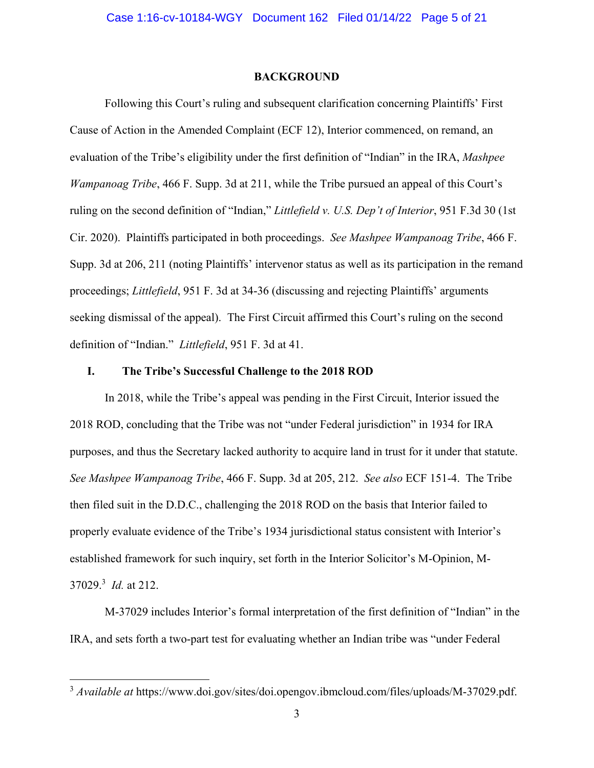## BACKGROUND

Following this Court's ruling and subsequent clarification concerning Plaintiffs' First Cause of Action in the Amended Complaint (ECF 12), Interior commenced, on remand, an evaluation of the Tribe's eligibility under the first definition of "Indian" in the IRA, *Mashpee Wampanoag Tribe*, 466 F. Supp. 3d at 211, while the Tribe pursued an appeal of this Court's ruling on the second definition of "Indian," *Littlefield v. U.S. Dep't of Interior*, 951 F.3d 30 (1st Cir. 2020). Plaintiffs participated in both proceedings. *See Mashpee Wampanoag Tribe*, 466 F. Supp. 3d at 206, 211 (noting Plaintiffs' intervenor status as well as its participation in the remand proceedings; *Littlefield*, 951 F. 3d at 34-36 (discussing and rejecting Plaintiffs' arguments seeking dismissal of the appeal). The First Circuit affirmed this Court's ruling on the second definition of "Indian." *Littlefield*, 951 F. 3d at 41.

### I. The Tribe's Successful Challenge to the 2018 ROD

In 2018, while the Tribe's appeal was pending in the First Circuit, Interior issued the 2018 ROD, concluding that the Tribe was not "under Federal jurisdiction" in 1934 for IRA purposes, and thus the Secretary lacked authority to acquire land in trust for it under that statute. *See Mashpee Wampanoag Tribe*, 466 F. Supp. 3d at 205, 212. *See also* ECF 151-4. The Tribe then filed suit in the D.D.C., challenging the 2018 ROD on the basis that Interior failed to properly evaluate evidence of the Tribe's 1934 jurisdictional status consistent with Interior's established framework for such inquiry, set forth in the Interior Solicitor's M-Opinion, M-37029.[3] *Id.* at 212.

M-37029 includes Interior's formal interpretation of the first definition of "Indian" in the IRA, and sets forth a two-part test for evaluating whether an Indian tribe was "under Federal

---

[3] *Available at* https://www.doi.gov/sites/doi.opengov.ibmcloud.com/files/uploads/M-37029.pdf.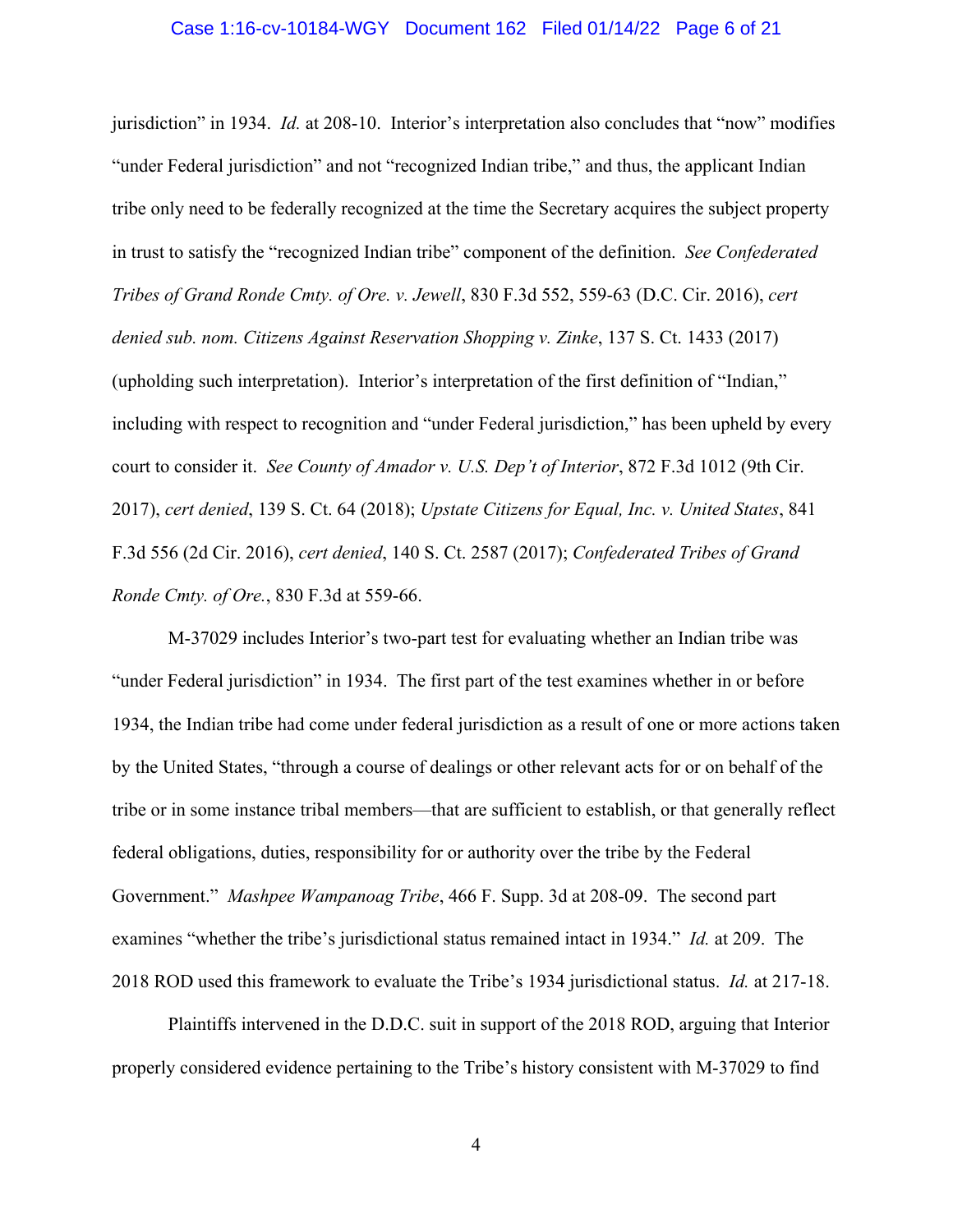jurisdiction" in 1934. *Id.* at 208-10. Interior's interpretation also concludes that "now" modifies "under Federal jurisdiction" and not "recognized Indian tribe," and thus, the applicant Indian tribe only need to be federally recognized at the time the Secretary acquires the subject property in trust to satisfy the "recognized Indian tribe" component of the definition. *See Confederated Tribes of Grand Ronde Cmty. of Ore. v. Jewell*, 830 F.3d 552, 559-63 (D.C. Cir. 2016), *cert denied sub. nom. Citizens Against Reservation Shopping v. Zinke*, 137 S. Ct. 1433 (2017) (upholding such interpretation). Interior's interpretation of the first definition of "Indian," including with respect to recognition and "under Federal jurisdiction," has been upheld by every court to consider it. *See County of Amador v. U.S. Dep't of Interior*, 872 F.3d 1012 (9th Cir. 2017), *cert denied*, 139 S. Ct. 64 (2018); *Upstate Citizens for Equal, Inc. v. United States*, 841 F.3d 556 (2d Cir. 2016), *cert denied*, 140 S. Ct. 2587 (2017); *Confederated Tribes of Grand Ronde Cmty. of Ore.*, 830 F.3d at 559-66.

M-37029 includes Interior's two-part test for evaluating whether an Indian tribe was "under Federal jurisdiction" in 1934. The first part of the test examines whether in or before 1934, the Indian tribe had come under federal jurisdiction as a result of one or more actions taken by the United States, "through a course of dealings or other relevant acts for or on behalf of the tribe or in some instance tribal members—that are sufficient to establish, or that generally reflect federal obligations, duties, responsibility for or authority over the tribe by the Federal Government." *Mashpee Wampanoag Tribe*, 466 F. Supp. 3d at 208-09. The second part examines "whether the tribe's jurisdictional status remained intact in 1934." *Id.* at 209. The 2018 ROD used this framework to evaluate the Tribe's 1934 jurisdictional status. *Id.* at 217-18.

Plaintiffs intervened in the D.D.C. suit in support of the 2018 ROD, arguing that Interior properly considered evidence pertaining to the Tribe's history consistent with M-37029 to find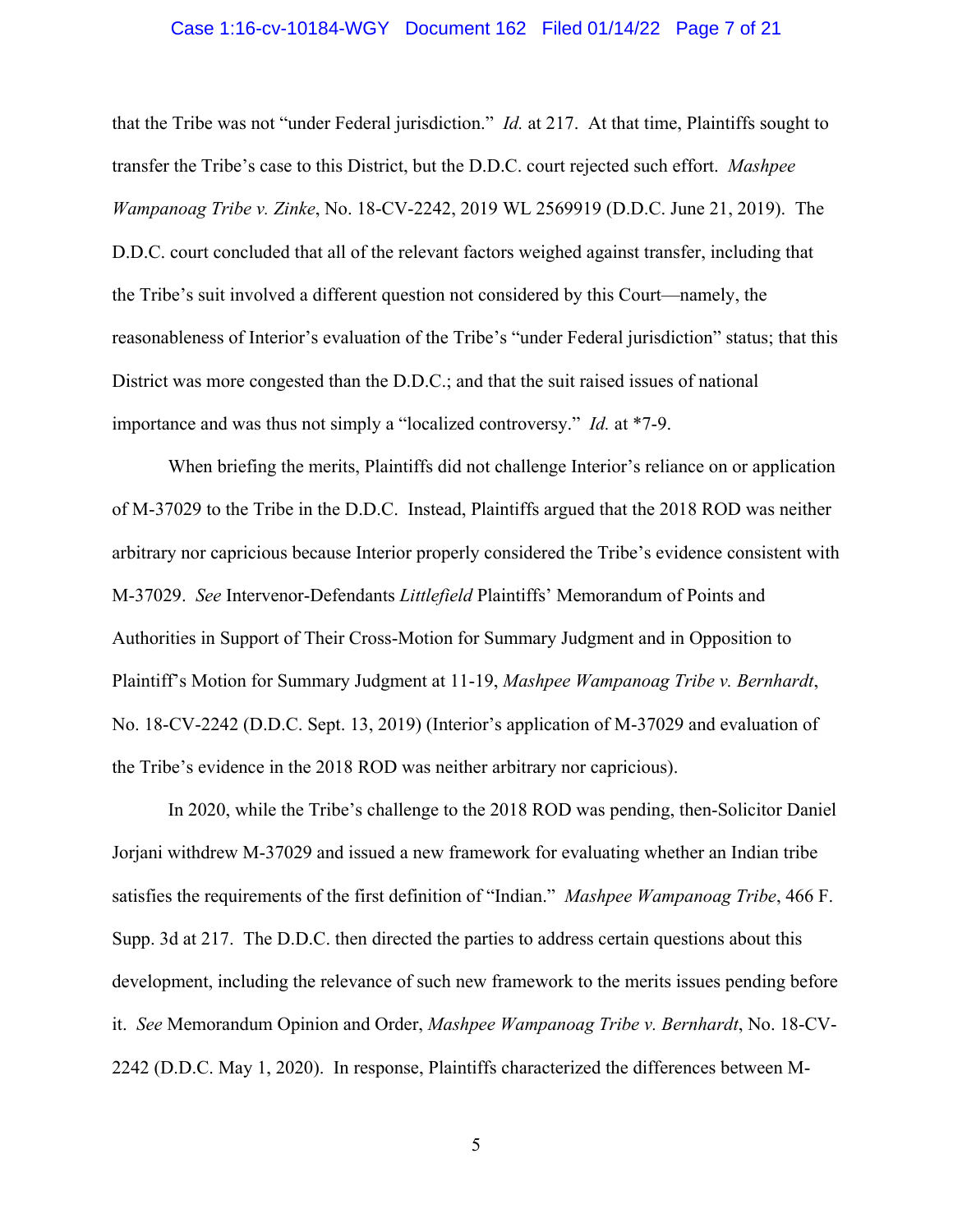that the Tribe was not "under Federal jurisdiction." *Id.* at 217. At that time, Plaintiffs sought to transfer the Tribe's case to this District, but the D.D.C. court rejected such effort. *Mashpee Wampanoag Tribe v. Zinke*, No. 18-CV-2242, 2019 WL 2569919 (D.D.C. June 21, 2019). The D.D.C. court concluded that all of the relevant factors weighed against transfer, including that the Tribe's suit involved a different question not considered by this Court—namely, the reasonableness of Interior's evaluation of the Tribe's "under Federal jurisdiction" status; that this District was more congested than the D.D.C.; and that the suit raised issues of national importance and was thus not simply a "localized controversy." *Id.* at *7-9.

When briefing the merits, Plaintiffs did not challenge Interior's reliance on or application of M-37029 to the Tribe in the D.D.C. Instead, Plaintiffs argued that the 2018 ROD was neither arbitrary nor capricious because Interior properly considered the Tribe's evidence consistent with M-37029. *See* Intervenor-Defendants *Littlefield* Plaintiffs' Memorandum of Points and Authorities in Support of Their Cross-Motion for Summary Judgment and in Opposition to Plaintiff's Motion for Summary Judgment at 11-19, *Mashpee Wampanoag Tribe v. Bernhardt*, No. 18-CV-2242 (D.D.C. Sept. 13, 2019) (Interior's application of M-37029 and evaluation of the Tribe's evidence in the 2018 ROD was neither arbitrary nor capricious).

In 2020, while the Tribe's challenge to the 2018 ROD was pending, then-Solicitor Daniel Jorjani withdrew M-37029 and issued a new framework for evaluating whether an Indian tribe satisfies the requirements of the first definition of "Indian." *Mashpee Wampanoag Tribe*, 466 F. Supp. 3d at 217. The D.D.C. then directed the parties to address certain questions about this development, including the relevance of such new framework to the merits issues pending before it. *See* Memorandum Opinion and Order, *Mashpee Wampanoag Tribe v. Bernhardt*, No. 18-CV-2242 (D.D.C. May 1, 2020). In response, Plaintiffs characterized the differences between M-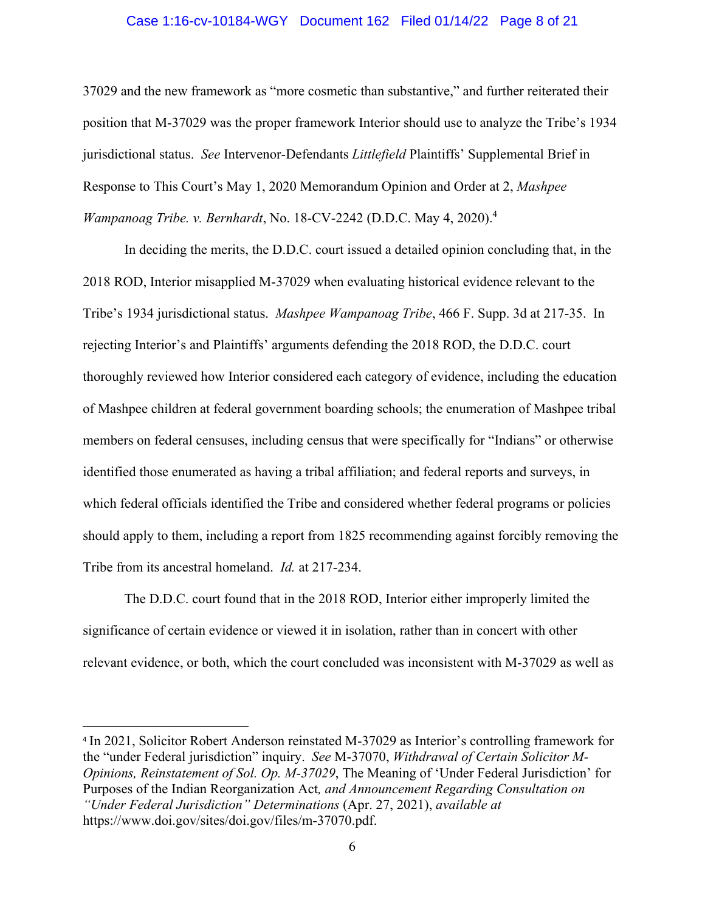37029 and the new framework as "more cosmetic than substantive," and further reiterated their position that M-37029 was the proper framework Interior should use to analyze the Tribe's 1934 jurisdictional status. *See* Intervenor-Defendants *Littlefield* Plaintiffs' Supplemental Brief in Response to This Court's May 1, 2020 Memorandum Opinion and Order at 2, *Mashpee Wampanoag Tribe. v. Bernhardt*, No. 18-CV-2242 (D.D.C. May 4, 2020).[4]

In deciding the merits, the D.D.C. court issued a detailed opinion concluding that, in the 2018 ROD, Interior misapplied M-37029 when evaluating historical evidence relevant to the Tribe's 1934 jurisdictional status. *Mashpee Wampanoag Tribe*, 466 F. Supp. 3d at 217-35. In rejecting Interior's and Plaintiffs' arguments defending the 2018 ROD, the D.D.C. court thoroughly reviewed how Interior considered each category of evidence, including the education of Mashpee children at federal government boarding schools; the enumeration of Mashpee tribal members on federal censuses, including census that were specifically for "Indians" or otherwise identified those enumerated as having a tribal affiliation; and federal reports and surveys, in which federal officials identified the Tribe and considered whether federal programs or policies should apply to them, including a report from 1825 recommending against forcibly removing the Tribe from its ancestral homeland. *Id.* at 217-234.

The D.D.C. court found that in the 2018 ROD, Interior either improperly limited the significance of certain evidence or viewed it in isolation, rather than in concert with other relevant evidence, or both, which the court concluded was inconsistent with M-37029 as well as

---

[4] In 2021, Solicitor Robert Anderson reinstated M-37029 as Interior's controlling framework for the "under Federal jurisdiction" inquiry. *See* M-37070, *Withdrawal of Certain Solicitor M-Opinions, Reinstatement of Sol. Op. M-37029*, The Meaning of 'Under Federal Jurisdiction' for Purposes of the Indian Reorganization Act*, and Announcement Regarding Consultation on "Under Federal Jurisdiction" Determinations* (Apr. 27, 2021), *available at* https://www.doi.gov/sites/doi.gov/files/m-37070.pdf.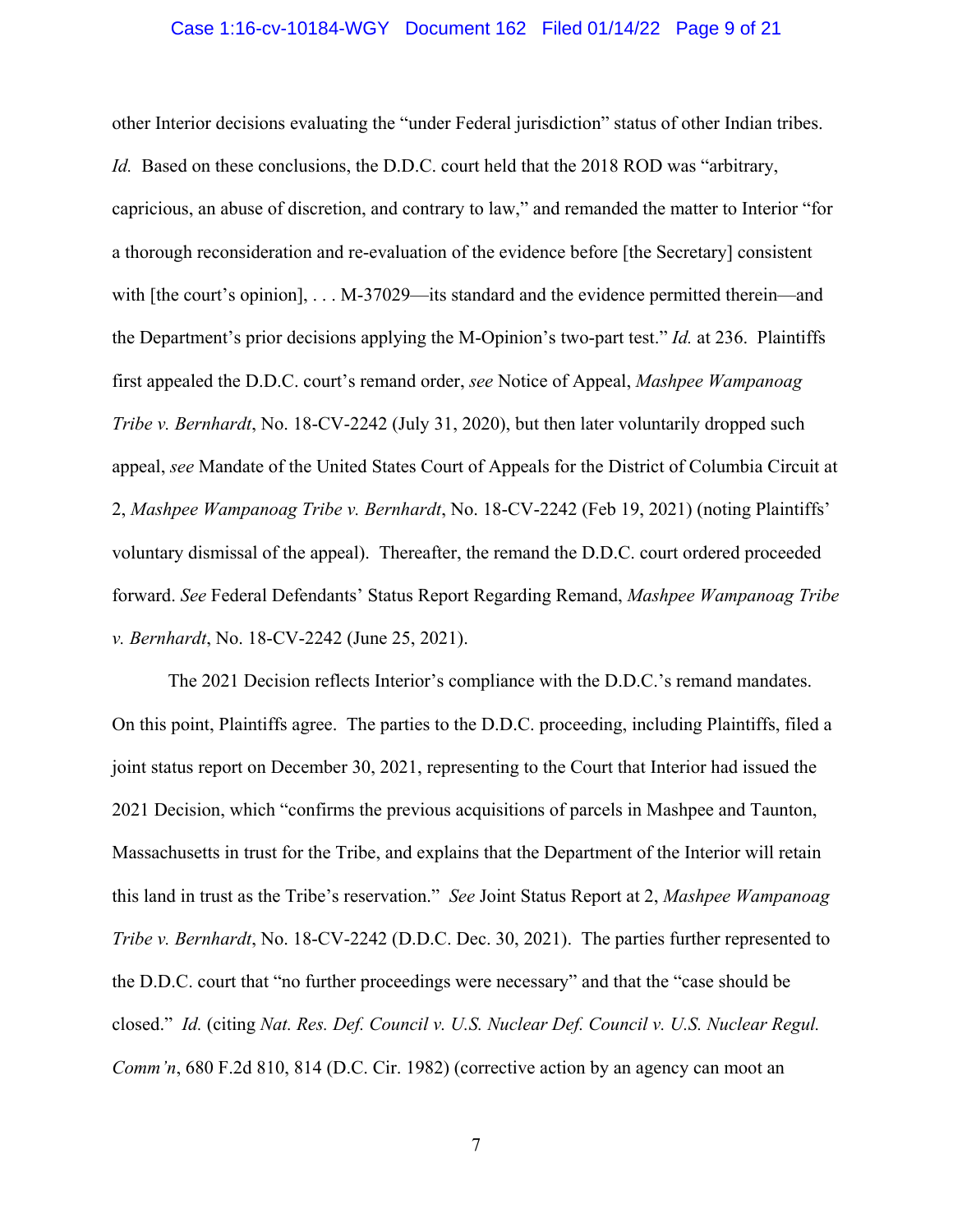other Interior decisions evaluating the "under Federal jurisdiction" status of other Indian tribes. *Id.* Based on these conclusions, the D.D.C. court held that the 2018 ROD was "arbitrary, capricious, an abuse of discretion, and contrary to law," and remanded the matter to Interior "for a thorough reconsideration and re-evaluation of the evidence before [the Secretary] consistent with [the court's opinion], . . . M-37029—its standard and the evidence permitted therein—and the Department's prior decisions applying the M-Opinion's two-part test." *Id.* at 236. Plaintiffs first appealed the D.D.C. court's remand order, *see* Notice of Appeal, *Mashpee Wampanoag Tribe v. Bernhardt*, No. 18-CV-2242 (July 31, 2020), but then later voluntarily dropped such appeal, *see* Mandate of the United States Court of Appeals for the District of Columbia Circuit at 2, *Mashpee Wampanoag Tribe v. Bernhardt*, No. 18-CV-2242 (Feb 19, 2021) (noting Plaintiffs' voluntary dismissal of the appeal). Thereafter, the remand the D.D.C. court ordered proceeded forward. *See* Federal Defendants' Status Report Regarding Remand, *Mashpee Wampanoag Tribe v. Bernhardt*, No. 18-CV-2242 (June 25, 2021).

The 2021 Decision reflects Interior's compliance with the D.D.C.'s remand mandates. On this point, Plaintiffs agree. The parties to the D.D.C. proceeding, including Plaintiffs, filed a joint status report on December 30, 2021, representing to the Court that Interior had issued the 2021 Decision, which "confirms the previous acquisitions of parcels in Mashpee and Taunton, Massachusetts in trust for the Tribe, and explains that the Department of the Interior will retain this land in trust as the Tribe's reservation." *See* Joint Status Report at 2, *Mashpee Wampanoag Tribe v. Bernhardt*, No. 18-CV-2242 (D.D.C. Dec. 30, 2021). The parties further represented to the D.D.C. court that "no further proceedings were necessary" and that the "case should be closed." *Id.* (citing *Nat. Res. Def. Council v. U.S. Nuclear Def. Council v. U.S. Nuclear Regul. Comm'n*, 680 F.2d 810, 814 (D.C. Cir. 1982) (corrective action by an agency can moot an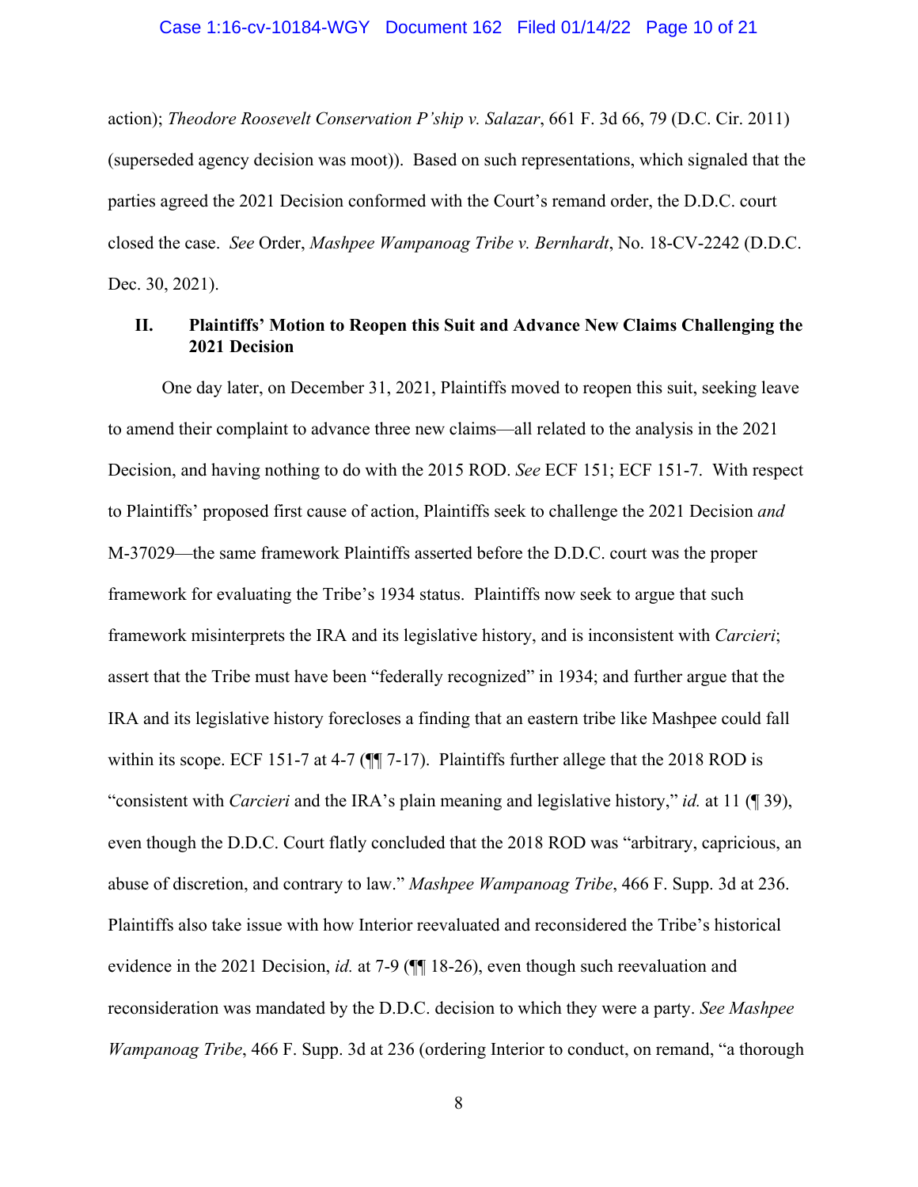action); *Theodore Roosevelt Conservation P'ship v. Salazar*, 661 F. 3d 66, 79 (D.C. Cir. 2011) (superseded agency decision was moot)). Based on such representations, which signaled that the parties agreed the 2021 Decision conformed with the Court's remand order, the D.D.C. court closed the case. *See* Order, *Mashpee Wampanoag Tribe v. Bernhardt*, No. 18-CV-2242 (D.D.C. Dec. 30, 2021).

## II. Plaintiffs' Motion to Reopen this Suit and Advance New Claims Challenging the 2021 Decision

One day later, on December 31, 2021, Plaintiffs moved to reopen this suit, seeking leave to amend their complaint to advance three new claims—all related to the analysis in the 2021 Decision, and having nothing to do with the 2015 ROD. *See* ECF 151; ECF 151-7. With respect to Plaintiffs' proposed first cause of action, Plaintiffs seek to challenge the 2021 Decision *and* M-37029—the same framework Plaintiffs asserted before the D.D.C. court was the proper framework for evaluating the Tribe's 1934 status. Plaintiffs now seek to argue that such framework misinterprets the IRA and its legislative history, and is inconsistent with *Carcieri*; assert that the Tribe must have been "federally recognized" in 1934; and further argue that the IRA and its legislative history forecloses a finding that an eastern tribe like Mashpee could fall within its scope. ECF 151-7 at 4-7 (¶¶ 7-17). Plaintiffs further allege that the 2018 ROD is "consistent with *Carcieri* and the IRA's plain meaning and legislative history," *id.* at 11 (¶ 39), even though the D.D.C. Court flatly concluded that the 2018 ROD was "arbitrary, capricious, an abuse of discretion, and contrary to law." *Mashpee Wampanoag Tribe*, 466 F. Supp. 3d at 236. Plaintiffs also take issue with how Interior reevaluated and reconsidered the Tribe's historical evidence in the 2021 Decision, *id.* at 7-9 (¶¶ 18-26), even though such reevaluation and reconsideration was mandated by the D.D.C. decision to which they were a party. *See Mashpee Wampanoag Tribe*, 466 F. Supp. 3d at 236 (ordering Interior to conduct, on remand, "a thorough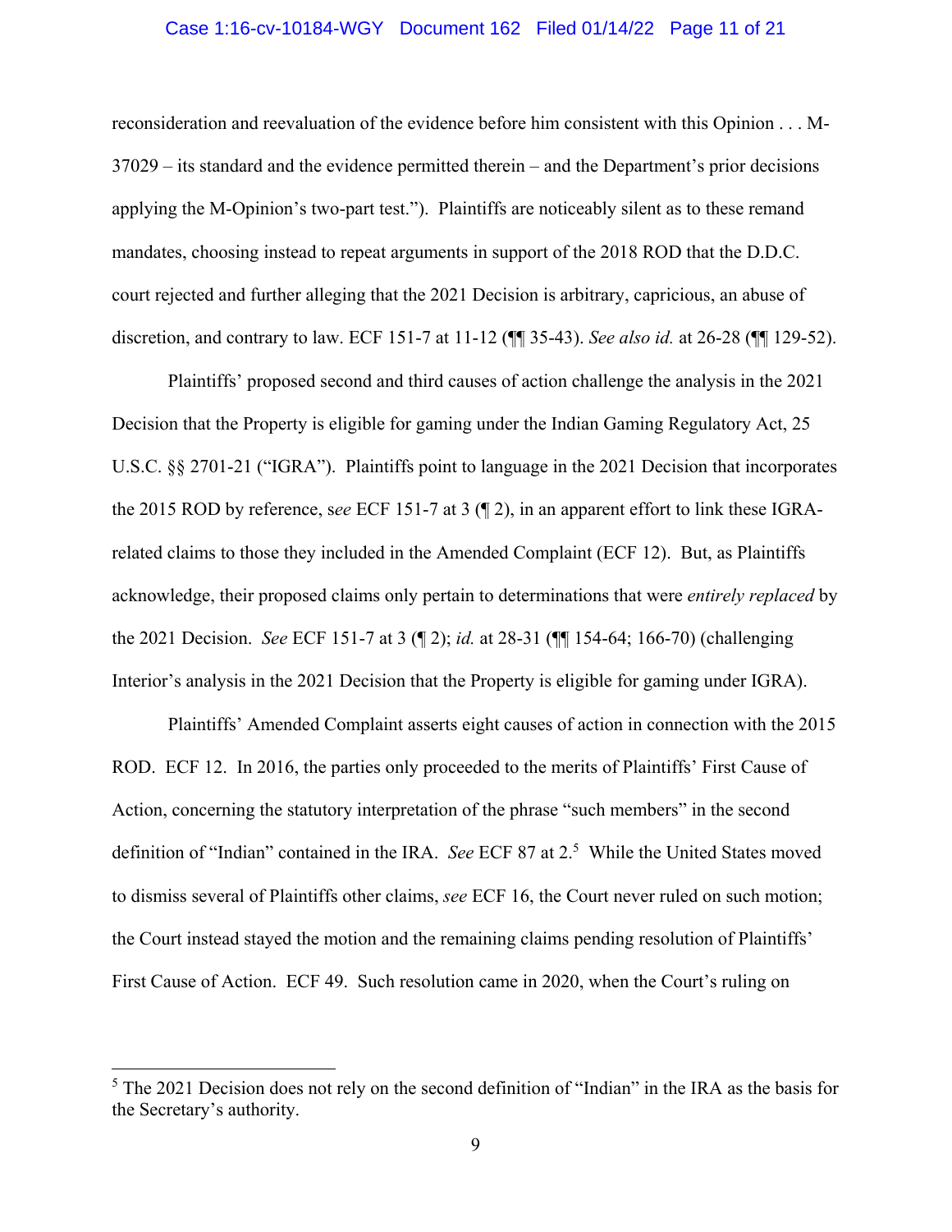reconsideration and reevaluation of the evidence before him consistent with this Opinion . . . M-37029 – its standard and the evidence permitted therein – and the Department's prior decisions applying the M-Opinion's two-part test."). Plaintiffs are noticeably silent as to these remand mandates, choosing instead to repeat arguments in support of the 2018 ROD that the D.D.C. court rejected and further alleging that the 2021 Decision is arbitrary, capricious, an abuse of discretion, and contrary to law. ECF 151-7 at 11-12 (¶¶ 35-43). *See also id.* at 26-28 (¶¶ 129-52).

Plaintiffs' proposed second and third causes of action challenge the analysis in the 2021 Decision that the Property is eligible for gaming under the Indian Gaming Regulatory Act, 25 U.S.C. §§ 2701-21 ("IGRA"). Plaintiffs point to language in the 2021 Decision that incorporates the 2015 ROD by reference, s*ee* ECF 151-7 at 3 (¶ 2), in an apparent effort to link these IGRA-related claims to those they included in the Amended Complaint (ECF 12). But, as Plaintiffs acknowledge, their proposed claims only pertain to determinations that were *entirely replaced* by the 2021 Decision. *See* ECF 151-7 at 3 (¶ 2); *id.* at 28-31 (¶¶ 154-64; 166-70) (challenging Interior's analysis in the 2021 Decision that the Property is eligible for gaming under IGRA).

Plaintiffs' Amended Complaint asserts eight causes of action in connection with the 2015 ROD. ECF 12. In 2016, the parties only proceeded to the merits of Plaintiffs' First Cause of Action, concerning the statutory interpretation of the phrase "such members" in the second definition of "Indian" contained in the IRA. *See* ECF 87 at 2.[5] While the United States moved to dismiss several of Plaintiffs other claims, *see* ECF 16, the Court never ruled on such motion; the Court instead stayed the motion and the remaining claims pending resolution of Plaintiffs' First Cause of Action. ECF 49. Such resolution came in 2020, when the Court's ruling on

[5] The 2021 Decision does not rely on the second definition of "Indian" in the IRA as the basis for the Secretary's authority.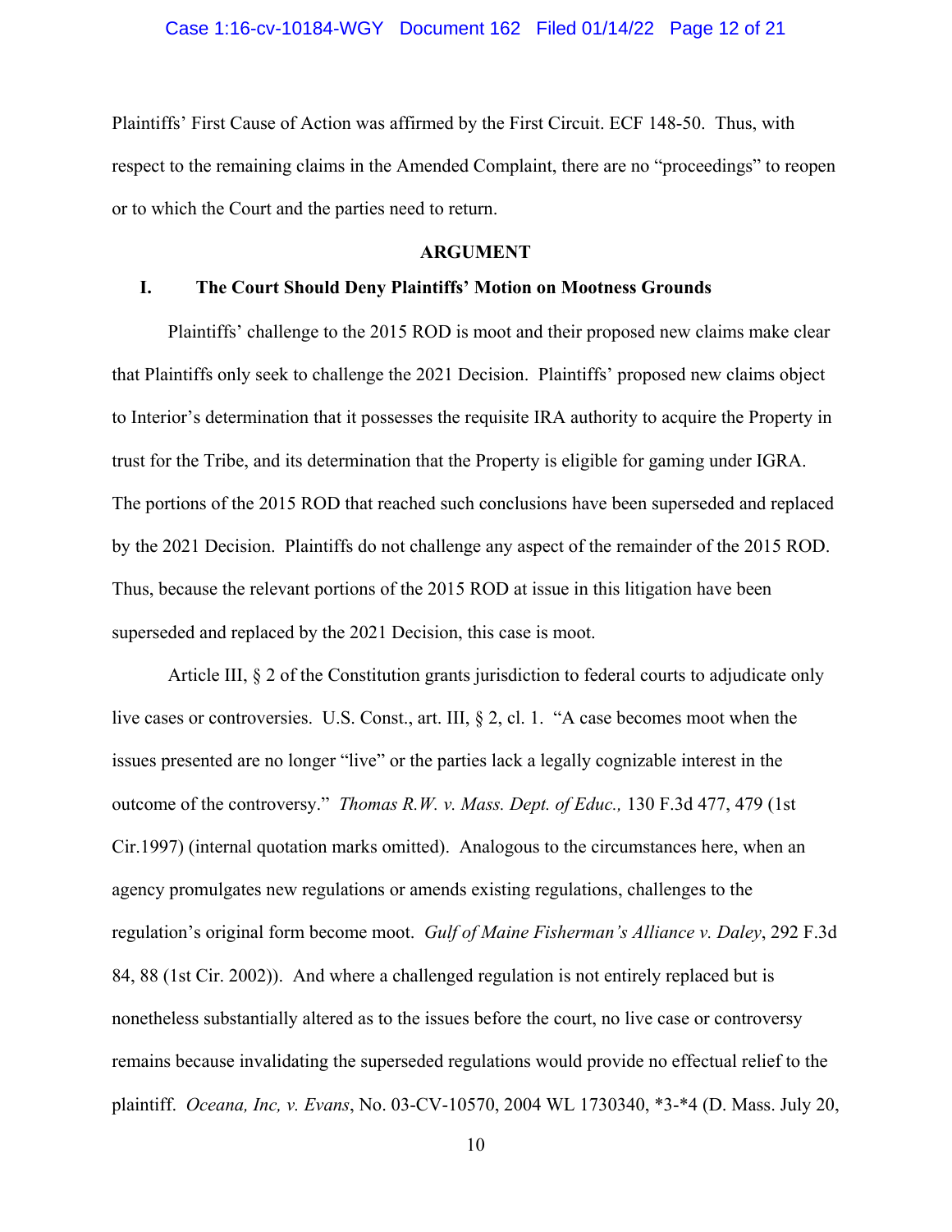Plaintiffs' First Cause of Action was affirmed by the First Circuit. ECF 148-50. Thus, with respect to the remaining claims in the Amended Complaint, there are no "proceedings" to reopen or to which the Court and the parties need to return.

## ARGUMENT

### I. The Court Should Deny Plaintiffs' Motion on Mootness Grounds

Plaintiffs' challenge to the 2015 ROD is moot and their proposed new claims make clear that Plaintiffs only seek to challenge the 2021 Decision. Plaintiffs' proposed new claims object to Interior's determination that it possesses the requisite IRA authority to acquire the Property in trust for the Tribe, and its determination that the Property is eligible for gaming under IGRA. The portions of the 2015 ROD that reached such conclusions have been superseded and replaced by the 2021 Decision. Plaintiffs do not challenge any aspect of the remainder of the 2015 ROD. Thus, because the relevant portions of the 2015 ROD at issue in this litigation have been superseded and replaced by the 2021 Decision, this case is moot.

Article III, § 2 of the Constitution grants jurisdiction to federal courts to adjudicate only live cases or controversies. U.S. Const., art. III, § 2, cl. 1. "A case becomes moot when the issues presented are no longer "live" or the parties lack a legally cognizable interest in the outcome of the controversy." *Thomas R.W. v. Mass. Dept. of Educ.,* 130 F.3d 477, 479 (1st Cir.1997) (internal quotation marks omitted). Analogous to the circumstances here, when an agency promulgates new regulations or amends existing regulations, challenges to the regulation's original form become moot. *Gulf of Maine Fisherman's Alliance v. Daley*, 292 F.3d 84, 88 (1st Cir. 2002)). And where a challenged regulation is not entirely replaced but is nonetheless substantially altered as to the issues before the court, no live case or controversy remains because invalidating the superseded regulations would provide no effectual relief to the plaintiff. *Oceana, Inc, v. Evans*, No. 03-CV-10570, 2004 WL 1730340, \*3-\*4 (D. Mass. July 20,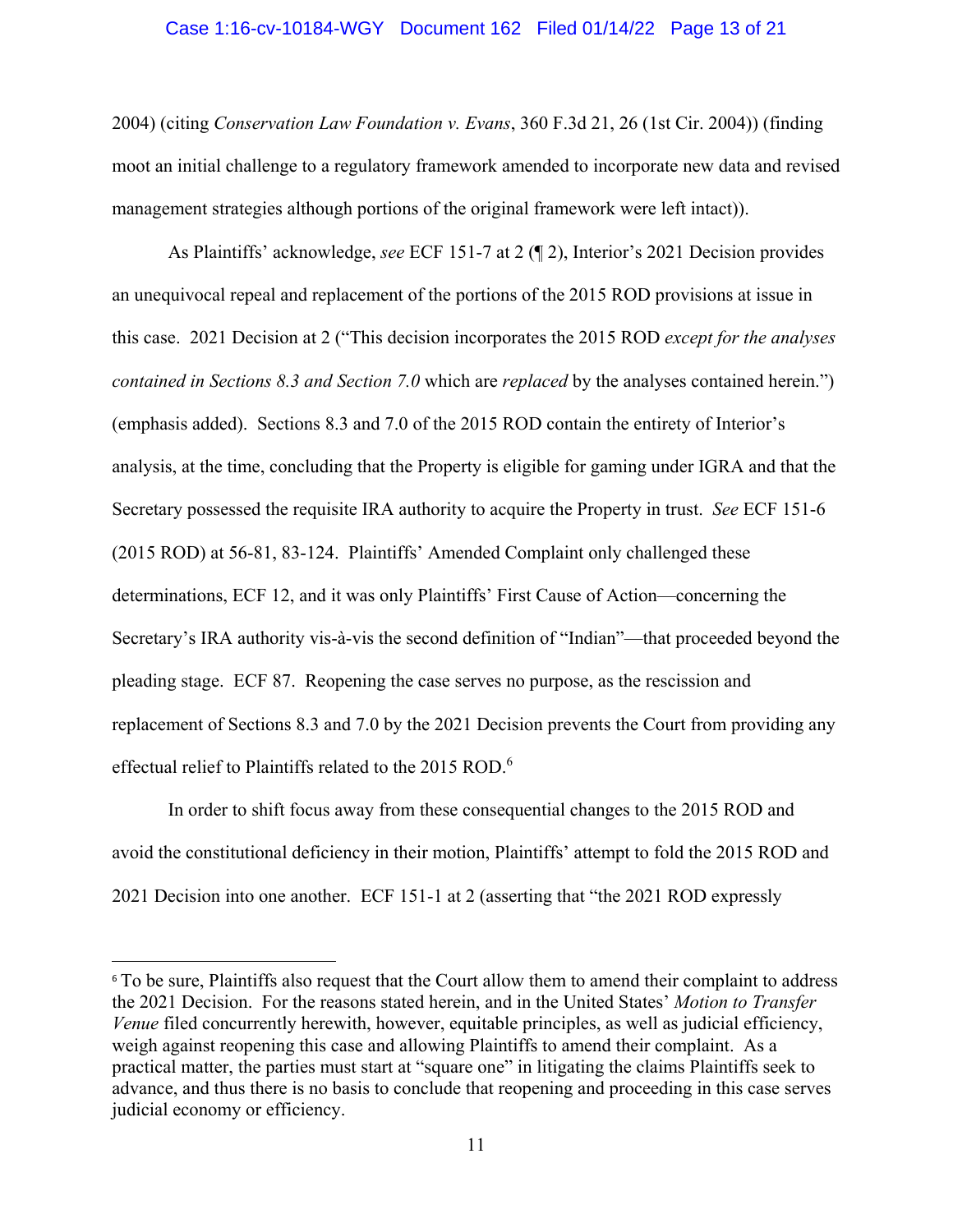2004) (citing *Conservation Law Foundation v. Evans*, 360 F.3d 21, 26 (1st Cir. 2004)) (finding moot an initial challenge to a regulatory framework amended to incorporate new data and revised management strategies although portions of the original framework were left intact)).

As Plaintiffs' acknowledge, *see* ECF 151-7 at 2 (¶ 2), Interior's 2021 Decision provides an unequivocal repeal and replacement of the portions of the 2015 ROD provisions at issue in this case. 2021 Decision at 2 ("This decision incorporates the 2015 ROD *except for the analyses contained in Sections 8.3 and Section 7.0* which are *replaced* by the analyses contained herein.") (emphasis added). Sections 8.3 and 7.0 of the 2015 ROD contain the entirety of Interior's analysis, at the time, concluding that the Property is eligible for gaming under IGRA and that the Secretary possessed the requisite IRA authority to acquire the Property in trust. *See* ECF 151-6 (2015 ROD) at 56-81, 83-124. Plaintiffs' Amended Complaint only challenged these determinations, ECF 12, and it was only Plaintiffs' First Cause of Action—concerning the Secretary's IRA authority vis-à-vis the second definition of "Indian"—that proceeded beyond the pleading stage. ECF 87. Reopening the case serves no purpose, as the rescission and replacement of Sections 8.3 and 7.0 by the 2021 Decision prevents the Court from providing any effectual relief to Plaintiffs related to the 2015 ROD.[6]

In order to shift focus away from these consequential changes to the 2015 ROD and avoid the constitutional deficiency in their motion, Plaintiffs' attempt to fold the 2015 ROD and 2021 Decision into one another. ECF 151-1 at 2 (asserting that "the 2021 ROD expressly

---

[6] To be sure, Plaintiffs also request that the Court allow them to amend their complaint to address the 2021 Decision. For the reasons stated herein, and in the United States' *Motion to Transfer Venue* filed concurrently herewith, however, equitable principles, as well as judicial efficiency, weigh against reopening this case and allowing Plaintiffs to amend their complaint. As a practical matter, the parties must start at "square one" in litigating the claims Plaintiffs seek to advance, and thus there is no basis to conclude that reopening and proceeding in this case serves judicial economy or efficiency.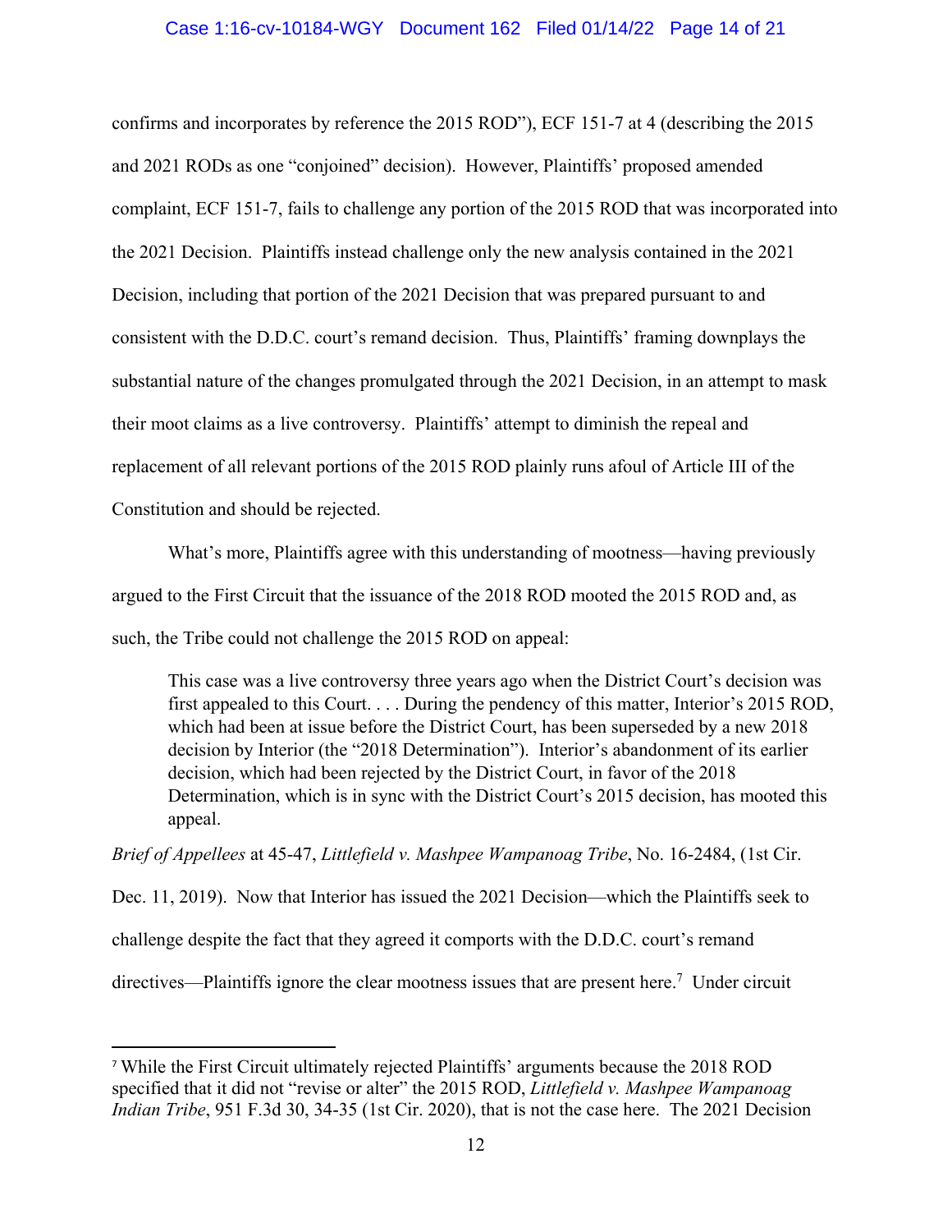confirms and incorporates by reference the 2015 ROD"), ECF 151-7 at 4 (describing the 2015 and 2021 RODs as one "conjoined" decision). However, Plaintiffs' proposed amended complaint, ECF 151-7, fails to challenge any portion of the 2015 ROD that was incorporated into the 2021 Decision. Plaintiffs instead challenge only the new analysis contained in the 2021 Decision, including that portion of the 2021 Decision that was prepared pursuant to and consistent with the D.D.C. court's remand decision. Thus, Plaintiffs' framing downplays the substantial nature of the changes promulgated through the 2021 Decision, in an attempt to mask their moot claims as a live controversy. Plaintiffs' attempt to diminish the repeal and replacement of all relevant portions of the 2015 ROD plainly runs afoul of Article III of the Constitution and should be rejected.

What's more, Plaintiffs agree with this understanding of mootness—having previously argued to the First Circuit that the issuance of the 2018 ROD mooted the 2015 ROD and, as such, the Tribe could not challenge the 2015 ROD on appeal:

> This case was a live controversy three years ago when the District Court's decision was first appealed to this Court. . . . During the pendency of this matter, Interior's 2015 ROD, which had been at issue before the District Court, has been superseded by a new 2018 decision by Interior (the "2018 Determination"). Interior's abandonment of its earlier decision, which had been rejected by the District Court, in favor of the 2018 Determination, which is in sync with the District Court's 2015 decision, has mooted this appeal.

*Brief of Appellees* at 45-47, *Littlefield v. Mashpee Wampanoag Tribe*, No. 16-2484, (1st Cir. Dec. 11, 2019). Now that Interior has issued the 2021 Decision—which the Plaintiffs seek to challenge despite the fact that they agreed it comports with the D.D.C. court's remand directives—Plaintiffs ignore the clear mootness issues that are present here.[7] Under circuit

---

[7] While the First Circuit ultimately rejected Plaintiffs' arguments because the 2018 ROD specified that it did not "revise or alter" the 2015 ROD, *Littlefield v. Mashpee Wampanoag Indian Tribe*, 951 F.3d 30, 34-35 (1st Cir. 2020), that is not the case here. The 2021 Decision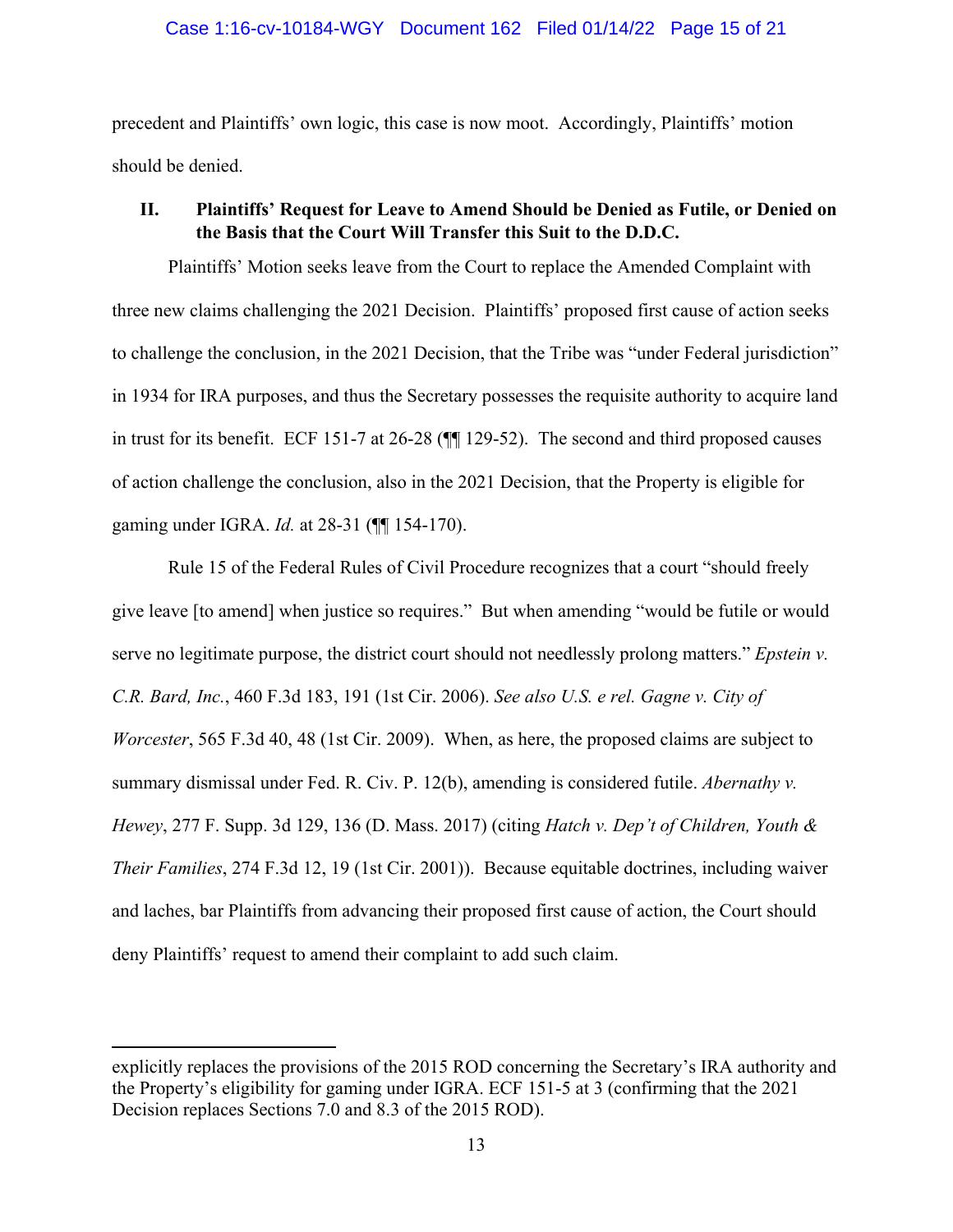precedent and Plaintiffs' own logic, this case is now moot. Accordingly, Plaintiffs' motion should be denied.

## II. Plaintiffs' Request for Leave to Amend Should be Denied as Futile, or Denied on the Basis that the Court Will Transfer this Suit to the D.D.C.

Plaintiffs' Motion seeks leave from the Court to replace the Amended Complaint with three new claims challenging the 2021 Decision. Plaintiffs' proposed first cause of action seeks to challenge the conclusion, in the 2021 Decision, that the Tribe was "under Federal jurisdiction" in 1934 for IRA purposes, and thus the Secretary possesses the requisite authority to acquire land in trust for its benefit. ECF 151-7 at 26-28 (¶¶ 129-52). The second and third proposed causes of action challenge the conclusion, also in the 2021 Decision, that the Property is eligible for gaming under IGRA. *Id.* at 28-31 (¶¶ 154-170).

Rule 15 of the Federal Rules of Civil Procedure recognizes that a court "should freely give leave [to amend] when justice so requires." But when amending "would be futile or would serve no legitimate purpose, the district court should not needlessly prolong matters." *Epstein v. C.R. Bard, Inc.*, 460 F.3d 183, 191 (1st Cir. 2006). *See also U.S. e rel. Gagne v. City of Worcester*, 565 F.3d 40, 48 (1st Cir. 2009). When, as here, the proposed claims are subject to summary dismissal under Fed. R. Civ. P. 12(b), amending is considered futile. *Abernathy v. Hewey*, 277 F. Supp. 3d 129, 136 (D. Mass. 2017) (citing *Hatch v. Dep't of Children, Youth & Their Families*, 274 F.3d 12, 19 (1st Cir. 2001)). Because equitable doctrines, including waiver and laches, bar Plaintiffs from advancing their proposed first cause of action, the Court should deny Plaintiffs' request to amend their complaint to add such claim.

---

explicitly replaces the provisions of the 2015 ROD concerning the Secretary's IRA authority and the Property's eligibility for gaming under IGRA. ECF 151-5 at 3 (confirming that the 2021 Decision replaces Sections 7.0 and 8.3 of the 2015 ROD).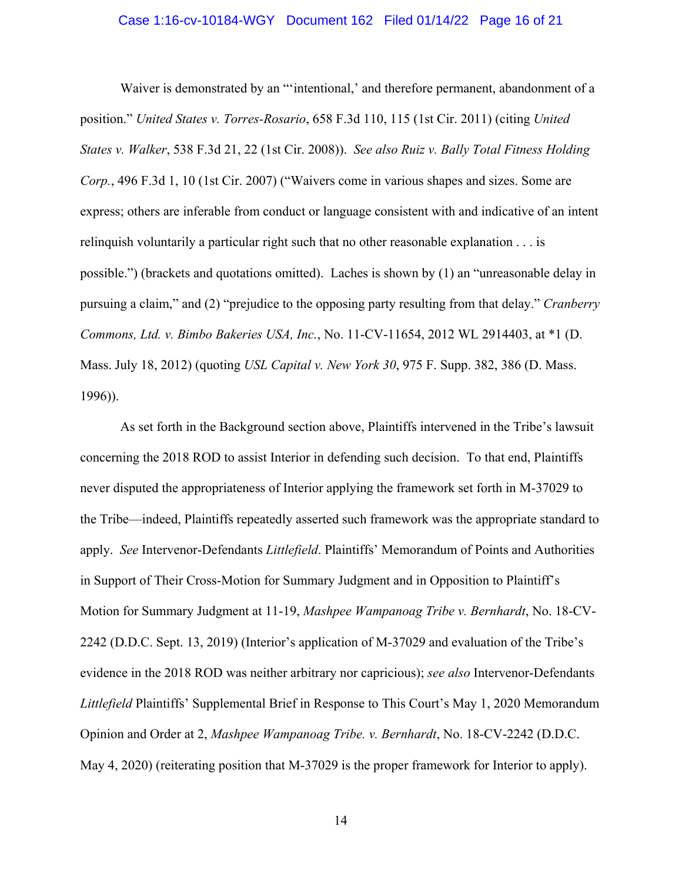Waiver is demonstrated by an "'intentional,' and therefore permanent, abandonment of a position." *United States v. Torres-Rosario*, 658 F.3d 110, 115 (1st Cir. 2011) (citing *United States v. Walker*, 538 F.3d 21, 22 (1st Cir. 2008)). *See also Ruiz v. Bally Total Fitness Holding Corp.*, 496 F.3d 1, 10 (1st Cir. 2007) ("Waivers come in various shapes and sizes. Some are express; others are inferable from conduct or language consistent with and indicative of an intent relinquish voluntarily a particular right such that no other reasonable explanation . . . is possible.") (brackets and quotations omitted). Laches is shown by (1) an "unreasonable delay in pursuing a claim," and (2) "prejudice to the opposing party resulting from that delay." *Cranberry Commons, Ltd. v. Bimbo Bakeries USA, Inc.*, No. 11-CV-11654, 2012 WL 2914403, at \*1 (D. Mass. July 18, 2012) (quoting *USL Capital v. New York 30*, 975 F. Supp. 382, 386 (D. Mass. 1996)).

As set forth in the Background section above, Plaintiffs intervened in the Tribe's lawsuit concerning the 2018 ROD to assist Interior in defending such decision. To that end, Plaintiffs never disputed the appropriateness of Interior applying the framework set forth in M-37029 to the Tribe—indeed, Plaintiffs repeatedly asserted such framework was the appropriate standard to apply. *See* Intervenor-Defendants *Littlefield*. Plaintiffs' Memorandum of Points and Authorities in Support of Their Cross-Motion for Summary Judgment and in Opposition to Plaintiff's Motion for Summary Judgment at 11-19, *Mashpee Wampanoag Tribe v. Bernhardt*, No. 18-CV-2242 (D.D.C. Sept. 13, 2019) (Interior's application of M-37029 and evaluation of the Tribe's evidence in the 2018 ROD was neither arbitrary nor capricious); *see also* Intervenor-Defendants *Littlefield* Plaintiffs' Supplemental Brief in Response to This Court's May 1, 2020 Memorandum Opinion and Order at 2, *Mashpee Wampanoag Tribe. v. Bernhardt*, No. 18-CV-2242 (D.D.C. May 4, 2020) (reiterating position that M-37029 is the proper framework for Interior to apply).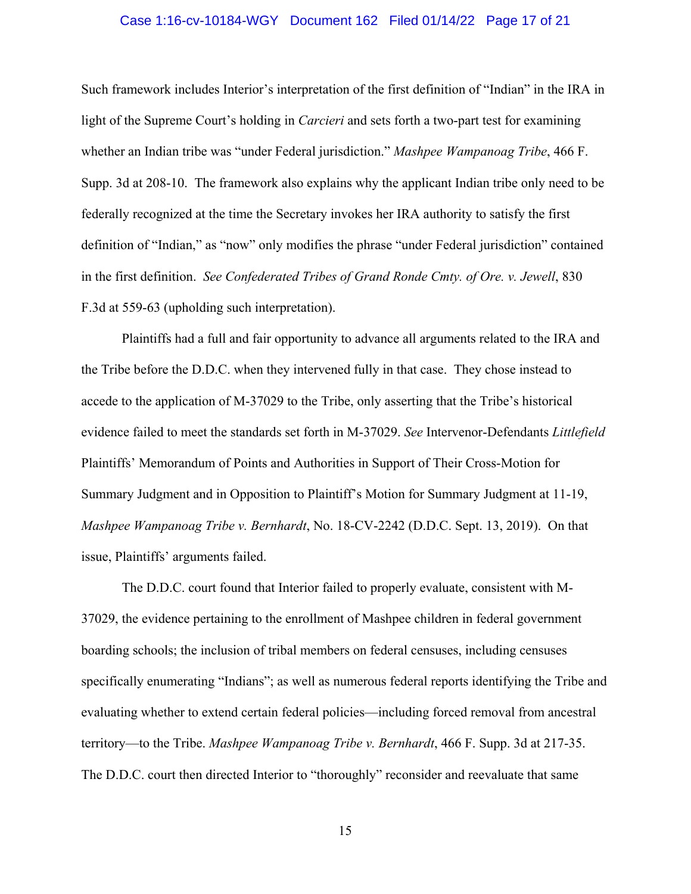Such framework includes Interior's interpretation of the first definition of "Indian" in the IRA in light of the Supreme Court's holding in *Carcieri* and sets forth a two-part test for examining whether an Indian tribe was "under Federal jurisdiction." *Mashpee Wampanoag Tribe*, 466 F. Supp. 3d at 208-10. The framework also explains why the applicant Indian tribe only need to be federally recognized at the time the Secretary invokes her IRA authority to satisfy the first definition of "Indian," as "now" only modifies the phrase "under Federal jurisdiction" contained in the first definition. *See Confederated Tribes of Grand Ronde Cmty. of Ore. v. Jewell*, 830 F.3d at 559-63 (upholding such interpretation).

Plaintiffs had a full and fair opportunity to advance all arguments related to the IRA and the Tribe before the D.D.C. when they intervened fully in that case. They chose instead to accede to the application of M-37029 to the Tribe, only asserting that the Tribe's historical evidence failed to meet the standards set forth in M-37029. *See* Intervenor-Defendants *Littlefield* Plaintiffs' Memorandum of Points and Authorities in Support of Their Cross-Motion for Summary Judgment and in Opposition to Plaintiff's Motion for Summary Judgment at 11-19, *Mashpee Wampanoag Tribe v. Bernhardt*, No. 18-CV-2242 (D.D.C. Sept. 13, 2019). On that issue, Plaintiffs' arguments failed.

The D.D.C. court found that Interior failed to properly evaluate, consistent with M-37029, the evidence pertaining to the enrollment of Mashpee children in federal government boarding schools; the inclusion of tribal members on federal censuses, including censuses specifically enumerating "Indians"; as well as numerous federal reports identifying the Tribe and evaluating whether to extend certain federal policies—including forced removal from ancestral territory—to the Tribe. *Mashpee Wampanoag Tribe v. Bernhardt*, 466 F. Supp. 3d at 217-35. The D.D.C. court then directed Interior to "thoroughly" reconsider and reevaluate that same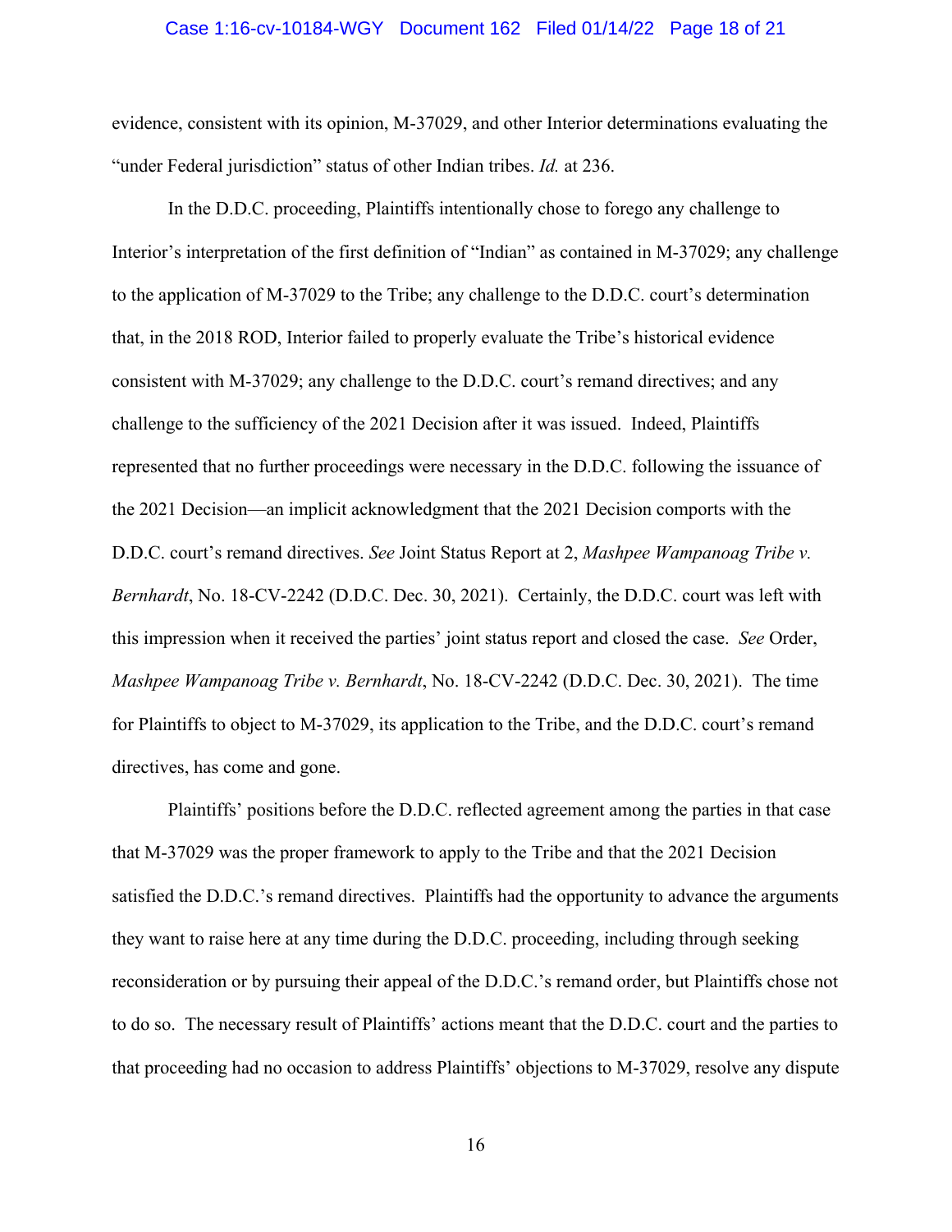evidence, consistent with its opinion, M-37029, and other Interior determinations evaluating the "under Federal jurisdiction" status of other Indian tribes. *Id.* at 236.

In the D.D.C. proceeding, Plaintiffs intentionally chose to forego any challenge to Interior's interpretation of the first definition of "Indian" as contained in M-37029; any challenge to the application of M-37029 to the Tribe; any challenge to the D.D.C. court's determination that, in the 2018 ROD, Interior failed to properly evaluate the Tribe's historical evidence consistent with M-37029; any challenge to the D.D.C. court's remand directives; and any challenge to the sufficiency of the 2021 Decision after it was issued. Indeed, Plaintiffs represented that no further proceedings were necessary in the D.D.C. following the issuance of the 2021 Decision—an implicit acknowledgment that the 2021 Decision comports with the D.D.C. court's remand directives. *See* Joint Status Report at 2, *Mashpee Wampanoag Tribe v. Bernhardt*, No. 18-CV-2242 (D.D.C. Dec. 30, 2021). Certainly, the D.D.C. court was left with this impression when it received the parties' joint status report and closed the case. *See* Order, *Mashpee Wampanoag Tribe v. Bernhardt*, No. 18-CV-2242 (D.D.C. Dec. 30, 2021). The time for Plaintiffs to object to M-37029, its application to the Tribe, and the D.D.C. court's remand directives, has come and gone.

Plaintiffs' positions before the D.D.C. reflected agreement among the parties in that case that M-37029 was the proper framework to apply to the Tribe and that the 2021 Decision satisfied the D.D.C.'s remand directives. Plaintiffs had the opportunity to advance the arguments they want to raise here at any time during the D.D.C. proceeding, including through seeking reconsideration or by pursuing their appeal of the D.D.C.'s remand order, but Plaintiffs chose not to do so. The necessary result of Plaintiffs' actions meant that the D.D.C. court and the parties to that proceeding had no occasion to address Plaintiffs' objections to M-37029, resolve any dispute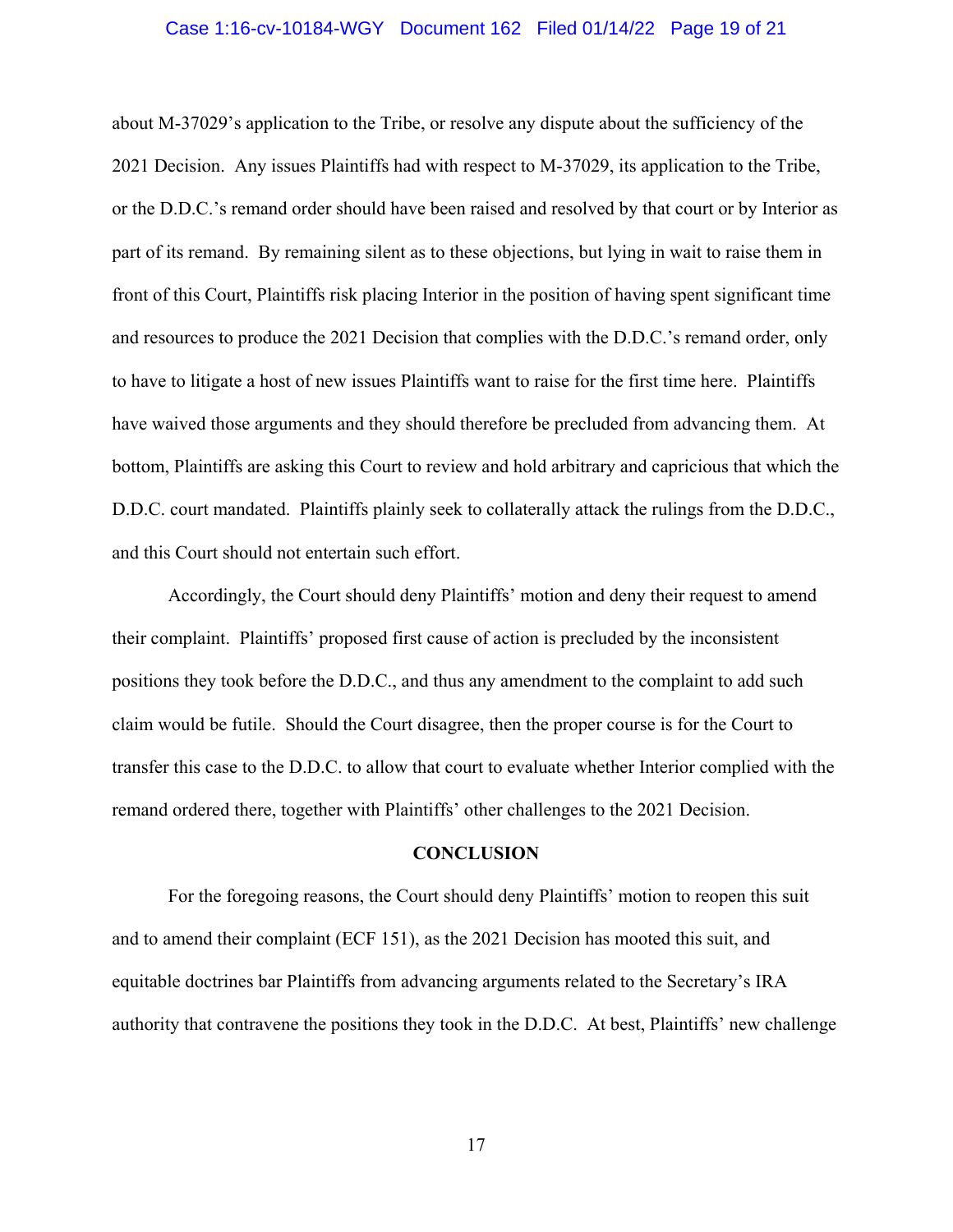about M-37029's application to the Tribe, or resolve any dispute about the sufficiency of the 2021 Decision. Any issues Plaintiffs had with respect to M-37029, its application to the Tribe, or the D.D.C.'s remand order should have been raised and resolved by that court or by Interior as part of its remand. By remaining silent as to these objections, but lying in wait to raise them in front of this Court, Plaintiffs risk placing Interior in the position of having spent significant time and resources to produce the 2021 Decision that complies with the D.D.C.'s remand order, only to have to litigate a host of new issues Plaintiffs want to raise for the first time here. Plaintiffs have waived those arguments and they should therefore be precluded from advancing them. At bottom, Plaintiffs are asking this Court to review and hold arbitrary and capricious that which the D.D.C. court mandated. Plaintiffs plainly seek to collaterally attack the rulings from the D.D.C., and this Court should not entertain such effort.

Accordingly, the Court should deny Plaintiffs' motion and deny their request to amend their complaint. Plaintiffs' proposed first cause of action is precluded by the inconsistent positions they took before the D.D.C., and thus any amendment to the complaint to add such claim would be futile. Should the Court disagree, then the proper course is for the Court to transfer this case to the D.D.C. to allow that court to evaluate whether Interior complied with the remand ordered there, together with Plaintiffs' other challenges to the 2021 Decision.

## CONCLUSION

For the foregoing reasons, the Court should deny Plaintiffs' motion to reopen this suit and to amend their complaint (ECF 151), as the 2021 Decision has mooted this suit, and equitable doctrines bar Plaintiffs from advancing arguments related to the Secretary's IRA authority that contravene the positions they took in the D.D.C. At best, Plaintiffs' new challenge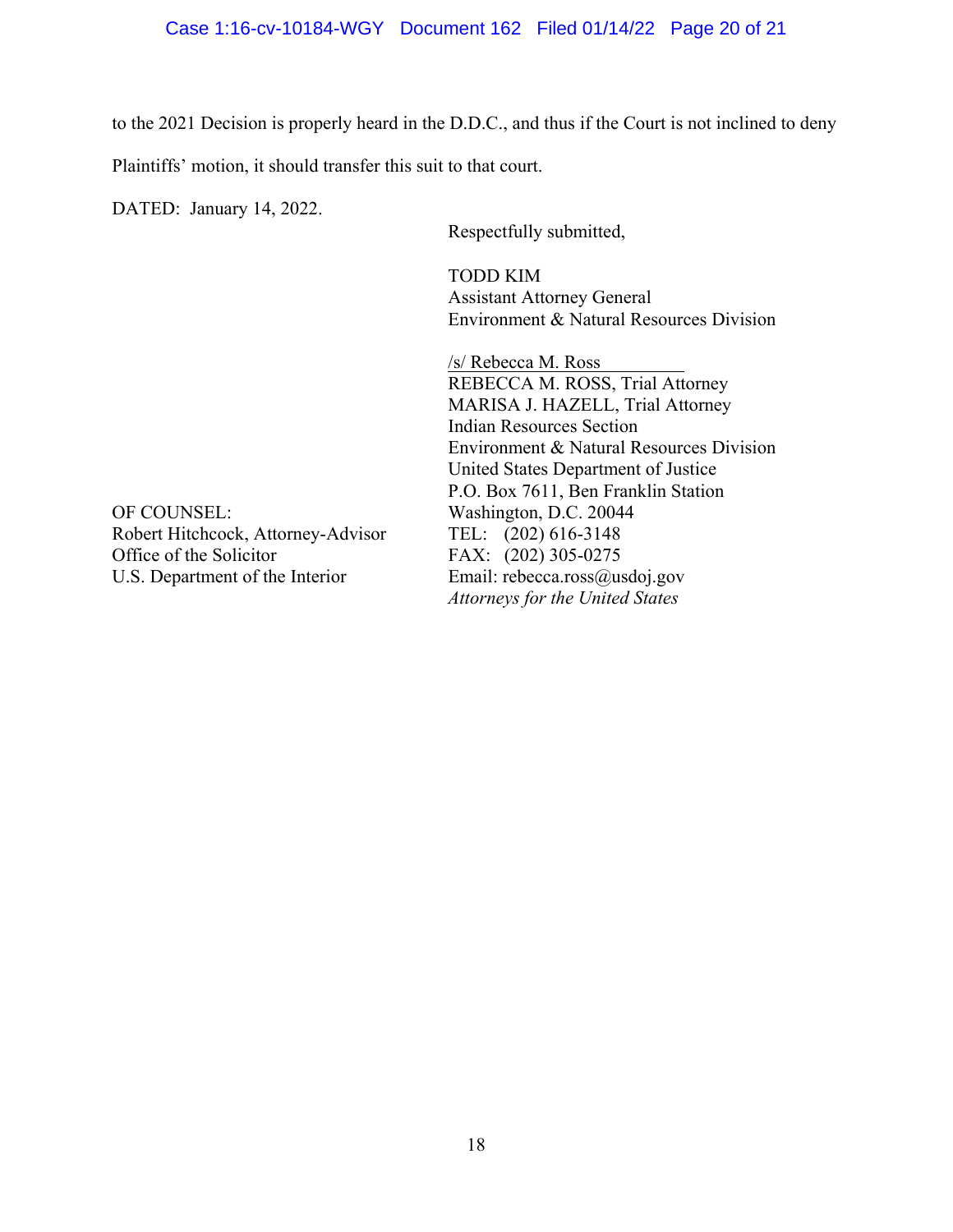to the 2021 Decision is properly heard in the D.D.C., and thus if the Court is not inclined to deny Plaintiffs' motion, it should transfer this suit to that court.

DATED: January 14, 2022.

Respectfully submitted,

TODD KIM
Assistant Attorney General
Environment & Natural Resources Division

/s/ Rebecca M. Ross
REBECCA M. ROSS, Trial Attorney
MARISA J. HAZELL, Trial Attorney
Indian Resources Section
Environment & Natural Resources Division
United States Department of Justice
P.O. Box 7611, Ben Franklin Station
Washington, D.C. 20044
TEL: (202) 616-3148
FAX: (202) 305-0275
Email: rebecca.ross@usdoj.gov
*Attorneys for the United States*

OF COUNSEL:
Robert Hitchcock, Attorney-Advisor
Office of the Solicitor
U.S. Department of the Interior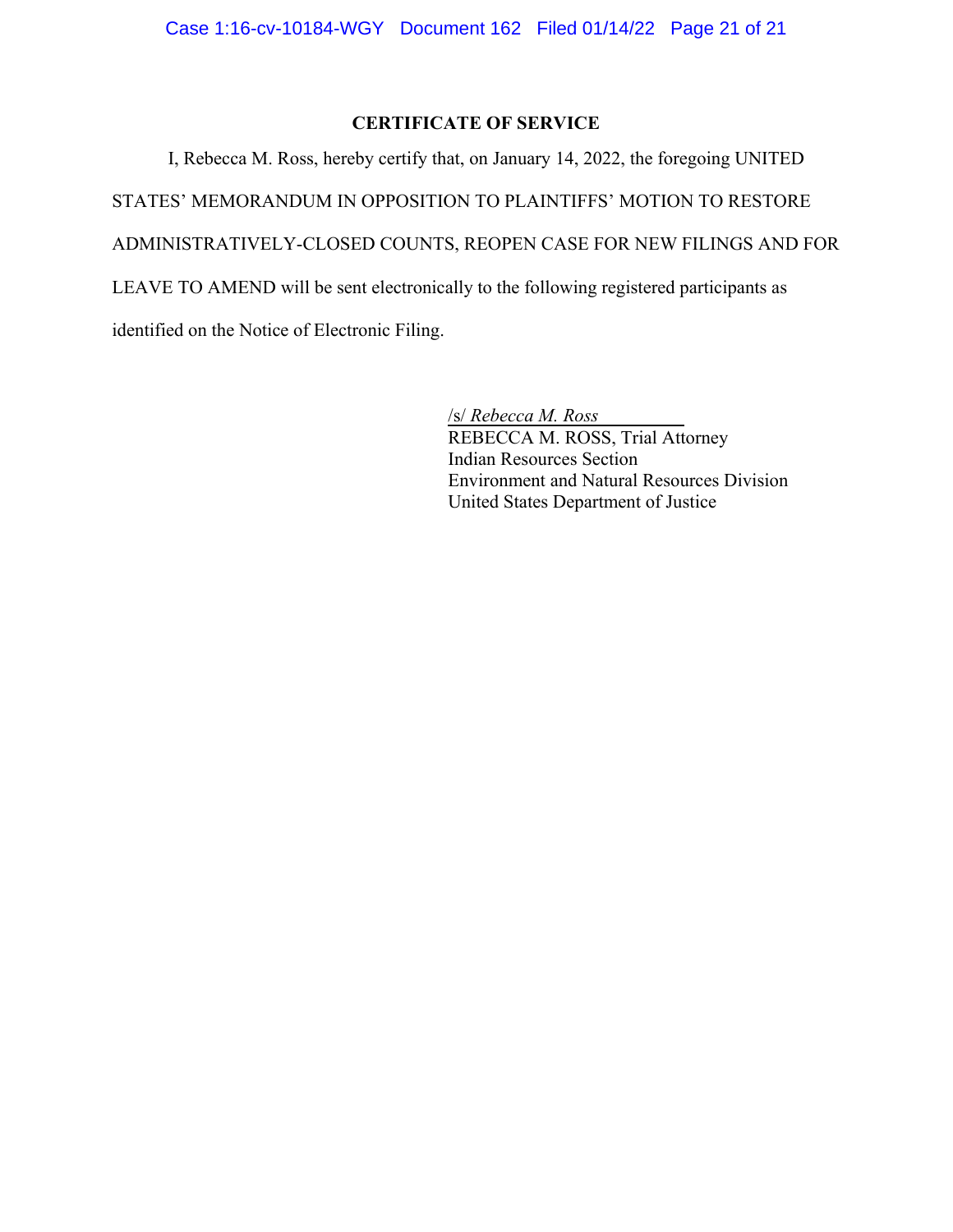**CERTIFICATE OF SERVICE**

I, Rebecca M. Ross, hereby certify that, on January 14, 2022, the foregoing UNITED STATES' MEMORANDUM IN OPPOSITION TO PLAINTIFFS' MOTION TO RESTORE ADMINISTRATIVELY-CLOSED COUNTS, REOPEN CASE FOR NEW FILINGS AND FOR LEAVE TO AMEND will be sent electronically to the following registered participants as identified on the Notice of Electronic Filing.

/s/ *Rebecca M. Ross*
REBECCA M. ROSS, Trial Attorney
Indian Resources Section
Environment and Natural Resources Division
United States Department of Justice